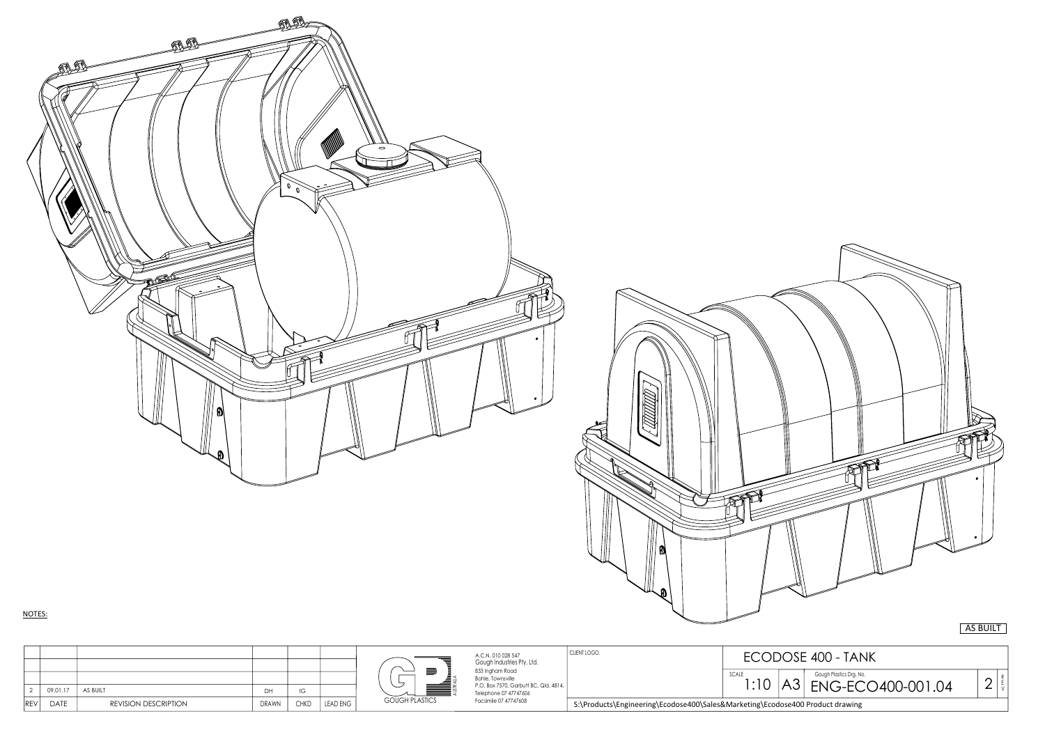NOTES:

AS BUILT

| | | | | | |
|---|---|---|---|---|---|
| | | | | | |
| | | | | | |
| 2 | 09.01.17 | AS BUILT | DH | IG | |
| REV | DATE | REVISION DESCRIPTION | DRAWN | CHKD | LEAD ENG |

GOUGH PLASTICS

AUSTRALIA

A.C.N. 010 028 547
Gough Industries Pty. Ltd.
833 Ingham Road
Bohle, Townsville
P.O. Box 7570, Garbutt BC, Qld. 4814.
Telephone 07 47747606
Facsimile 07 47747608

CLIENT LOGO.

# ECODOSE 400 - TANK

| SCALE | | Gough Plastics Drg. No. | REV |
|---|---|---|---|
| 1:10 | A3 | ENG-ECO400-001.04 | 2 |

S:\Products\Engineering\Ecodose400\Sales&Marketing\Ecodose400 Product drawing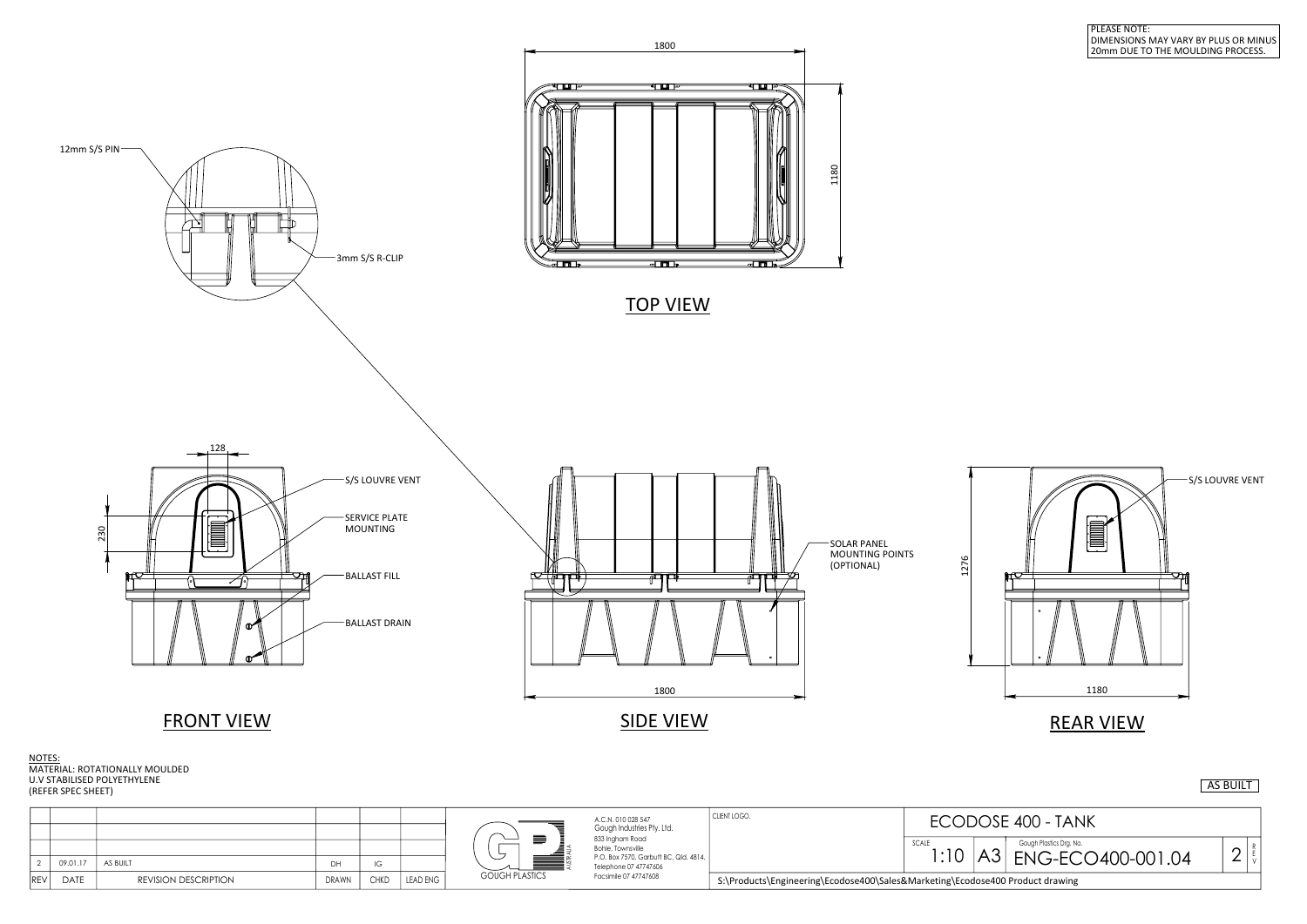PLEASE NOTE:
DIMENSIONS MAY VARY BY PLUS OR MINUS 20mm DUE TO THE MOULDING PROCESS.

12mm S/S PIN

3mm S/S R-CLIP

1800

1180

## TOP VIEW

128

230

S/S LOUVRE VENT

SERVICE PLATE MOUNTING

BALLAST FILL

BALLAST DRAIN

## FRONT VIEW

SOLAR PANEL MOUNTING POINTS (OPTIONAL)

1800

## SIDE VIEW

1276

S/S LOUVRE VENT

1180

## REAR VIEW

NOTES:
MATERIAL: ROTATIONALLY MOULDED
U.V STABILISED POLYETHYLENE
(REFER SPEC SHEET)

AS BUILT

| REV | DATE | REVISION DESCRIPTION | DRAWN | CHKD | LEAD ENG |
|---|---|---|---|---|---|
| 2 | 09.01.17 | AS BUILT | DH | IG | |

GOUGH PLASTICS

A.C.N. 010 028 547
Gough Industries Pty. Ltd.
833 Ingham Road
Bohle, Townsville
P.O. Box 7570, Garbutt BC, Qld. 4814.
Telephone 07 47747606
Facsimile 07 47747608

CLIENT LOGO.

ECODOSE 400 - TANK

SCALE 1:10 A3

Gough Plastics Drg. No. ENG-ECO400-001.04

REV 2

S:\Products\Engineering\Ecodose400\Sales&Marketing\Ecodose400 Product drawing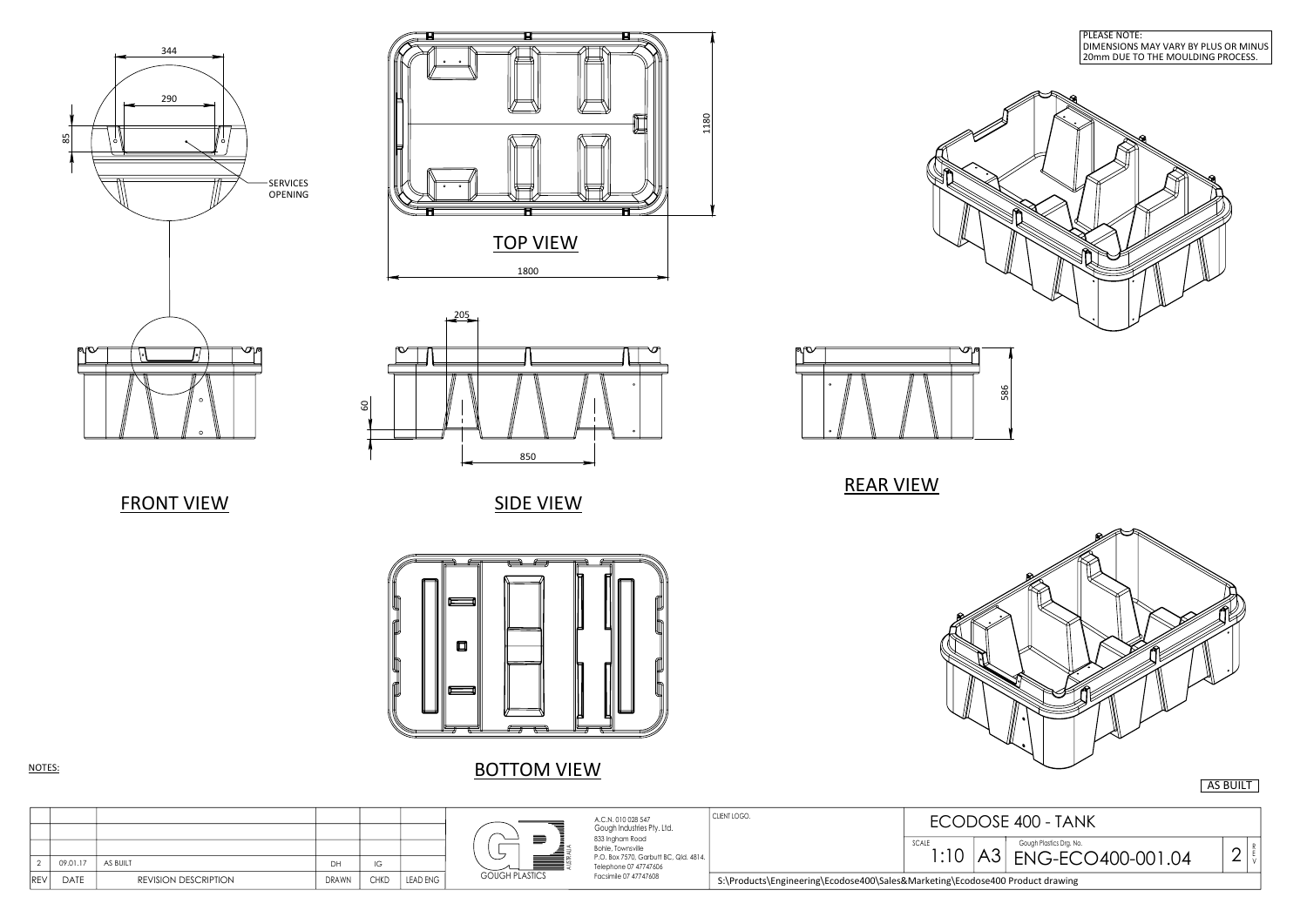PLEASE NOTE:
DIMENSIONS MAY VARY BY PLUS OR MINUS 20mm DUE TO THE MOULDING PROCESS.

344

290

85

SERVICES OPENING

1180

1800

TOP VIEW

205

60

850

586

FRONT VIEW

SIDE VIEW

REAR VIEW

BOTTOM VIEW

NOTES:

AS BUILT

| REV | DATE | REVISION DESCRIPTION | DRAWN | CHKD | LEAD ENG |
|---|---|---|---|---|---|
| 2 | 09.01.17 | AS BUILT | DH | IG | |

GOUGH PLASTICS

AUSTRALIA

A.C.N. 010 028 547
Gough Industries Pty. Ltd.
833 Ingham Road
Bohle, Townsville
P.O. Box 7570, Garbutt BC, Qld. 4814.
Telephone 07 47747606
Facsimile 07 47747608

CLIENT LOGO.

ECODOSE 400 - TANK

SCALE 1:10

A3

Gough Plastics Drg. No. ENG-ECO400-001.04

REV 2

S:\Products\Engineering\Ecodose400\Sales&Marketing\Ecodose400 Product drawing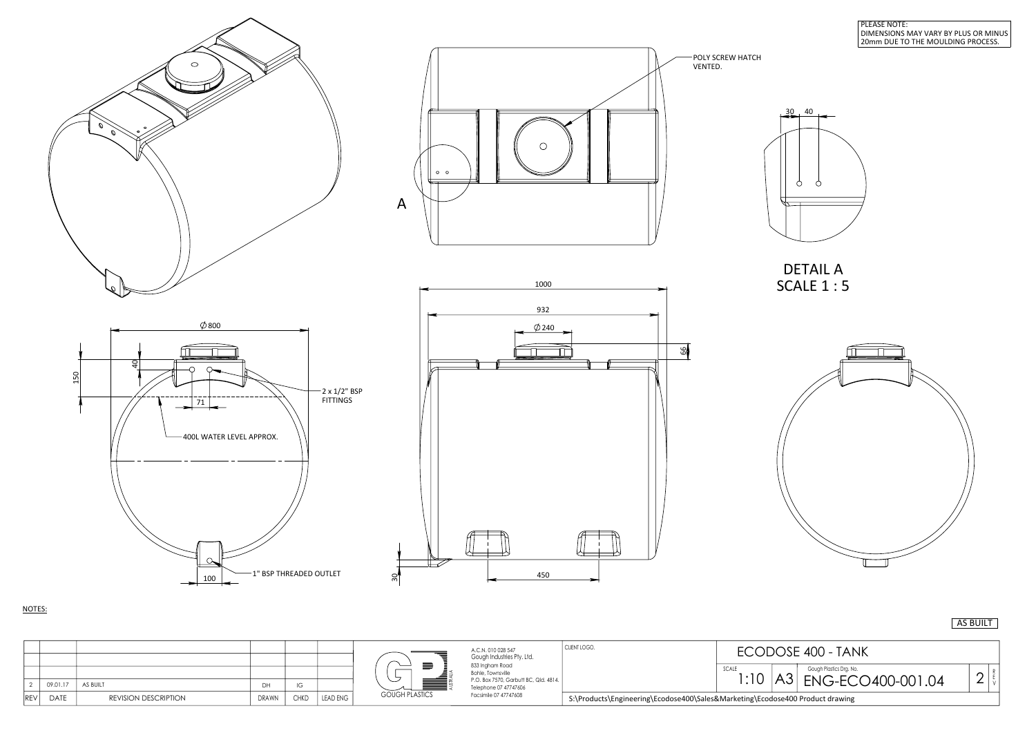PLEASE NOTE:
DIMENSIONS MAY VARY BY PLUS OR MINUS 20mm DUE TO THE MOULDING PROCESS.

POLY SCREW HATCH VENTED.

A

30 40

DETAIL A
SCALE 1 : 5

∅800

150

40

71

2 x 1/2" BSP FITTINGS

400L WATER LEVEL APPROX.

100

1" BSP THREADED OUTLET

1000

932

∅240

66

30

450

NOTES:

AS BUILT

| REV | DATE | REVISION DESCRIPTION | DRAWN | CHKD | LEAD ENG |
|---|---|---|---|---|---|
| 2 | 09.01.17 | AS BUILT | DH | IG | |

GOUGH PLASTICS

A.C.N. 010 028 547
Gough Industries Pty. Ltd.
833 Ingham Road
Bohle, Townsville
P.O. Box 7570, Garbutt BC, Qld. 4814.
Telephone 07 47747606
Facsimile 07 47747608

CLIENT LOGO.

ECODOSE 400 - TANK

SCALE 1:10 A3

Gough Plastics Drg. No. ENG-ECO400-001.04

REV 2

S:\Products\Engineering\Ecodose400\Sales&Marketing\Ecodose400 Product drawing